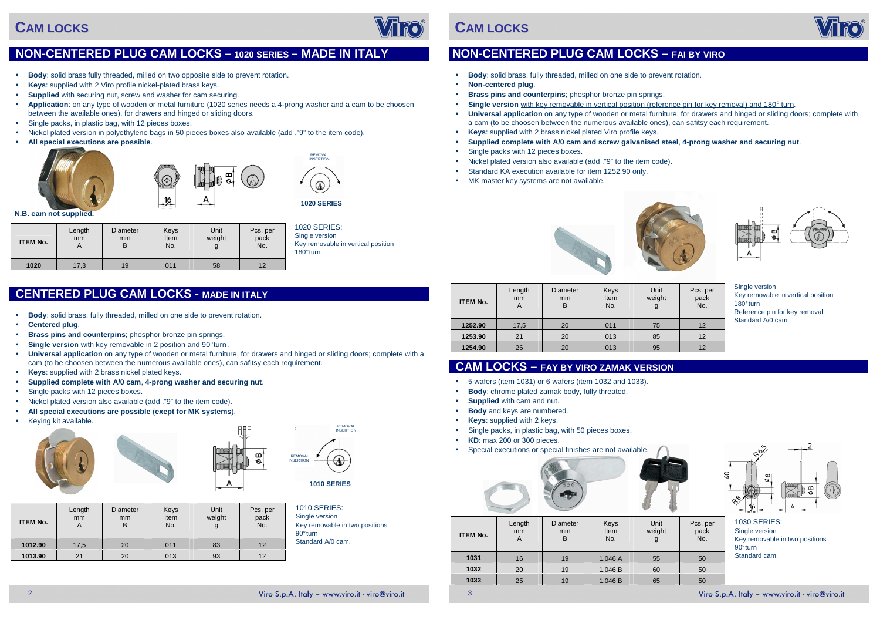# CAM LOCKS

## NON-CENTERED PLUG CAM LOCKS – 1020 SERIES – MADE IN ITALY

- **Body**: solid brass fully threaded, milled on two opposite side to prevent rotation.
- **Keys**: supplied with 2 Viro profile nickel-plated brass keys.
- **Supplied** with securing nut, screw and washer for cam securing.
- **Application**: on any type of wooden or metal furniture (1020 series needs a 4-prong washer and a cam to be choosen between the available ones), for drawers and hinged or sliding doors.
- Single packs, in plastic bag, with 12 pieces boxes.
- Nickel plated version in polyethylene bags in 50 pieces boxes also available (add ."9" to the item code).
- **All special executions are possible**.

**N.B. cam not supplied.**

REMOVAL INSERTION

**1020 SERIES**

| ITEM No. | Length mm A | Diameter mm B | Keys Item No. | Unit weight g | Pcs. per pack No. |
|---|---|---|---|---|---|
| **1020** | 17,3 | 19 | 011 | 58 | 12 |

1020 SERIES:
Single version
Key removable in vertical position
180° turn.

## CENTERED PLUG CAM LOCKS - MADE IN ITALY

- **Body**: solid brass, fully threaded, milled on one side to prevent rotation.
- **Centered plug**.
- **Brass pins and counterpins**; phosphor bronze pin springs.
- **Single version** with key removable in 2 position and 90°turn .
- **Universal application** on any type of wooden or metal furniture, for drawers and hinged or sliding doors; complete with a cam (to be choosen between the numerous available ones), can safitsy each requirement.
- **Keys**: supplied with 2 brass nickel plated keys.
- **Supplied complete with A/0 cam**, **4-prong washer and securing nut**.
- Single packs with 12 pieces boxes.
- Nickel plated version also available (add ."9" to the item code).
- **All special executions are possible** (**exept for MK systems**).
- Keying kit available.

REMOVAL INSERTION

**1010 SERIES**

| ITEM No. | Length mm A | Diameter mm B | Keys Item No. | Unit weight g | Pcs. per pack No. |
|---|---|---|---|---|---|
| **1012.90** | 17,5 | 20 | 011 | 83 | 12 |
| **1013.90** | 21 | 20 | 013 | 93 | 12 |

1010 SERIES:
Single version
Key removable in two positions
90°turn
Standard A/0 cam.

# CAM LOCKS

## NON-CENTERED PLUG CAM LOCKS – FAI BY VIRO

- **Body**: solid brass, fully threaded, milled on one side to prevent rotation.
- **Non-centered plug**.
- **Brass pins and counterpins**; phosphor bronze pin springs.
- **Single version** with key removable in vertical position (reference pin for key removal) and 180° turn.
- **Universal application** on any type of wooden or metal furniture, for drawers and hinged or sliding doors; complete with a cam (to be choosen between the numerous available ones), can safitsy each requirement.
- **Keys**: supplied with 2 brass nickel plated Viro profile keys.
- **Supplied complete with A/0 cam and screw galvanised steel**, **4-prong washer and securing nut**.
- Single packs with 12 pieces boxes.
- Nickel plated version also available (add ."9" to the item code).
- Standard KA execution available for item 1252.90 only.
- MK master key systems are not available.

| ITEM No. | Length mm A | Diameter mm B | Keys Item No. | Unit weight g | Pcs. per pack No. |
|---|---|---|---|---|---|
| **1252.90** | 17,5 | 20 | 011 | 75 | 12 |
| **1253.90** | 21 | 20 | 013 | 85 | 12 |
| **1254.90** | 26 | 20 | 013 | 95 | 12 |

Single version
Key removable in vertical position
180°turn
Reference pin for key removal
Standard A/0 cam.

## CAM LOCKS – FAY BY VIRO ZAMAK VERSION

- 5 wafers (item 1031) or 6 wafers (item 1032 and 1033).
- **Body**: chrome plated zamak body, fully threated.
- **Supplied** with cam and nut.
- **Body** and keys are numbered.
- **Keys**: supplied with 2 keys.
- Single packs, in plastic bag, with 50 pieces boxes.
- **KD**: max 200 or 300 pieces.
- Special executions or special finishes are not available.

| ITEM No. | Length mm A | Diameter mm B | Keys Item No. | Unit weight g | Pcs. per pack No. |
|---|---|---|---|---|---|
| **1031** | 16 | 19 | 1.046.A | 55 | 50 |
| **1032** | 20 | 19 | 1.046.B | 60 | 50 |
| **1033** | 25 | 19 | 1.046.B | 65 | 50 |

1030 SERIES:
Single version
Key removable in two positions
90°turn
Standard cam.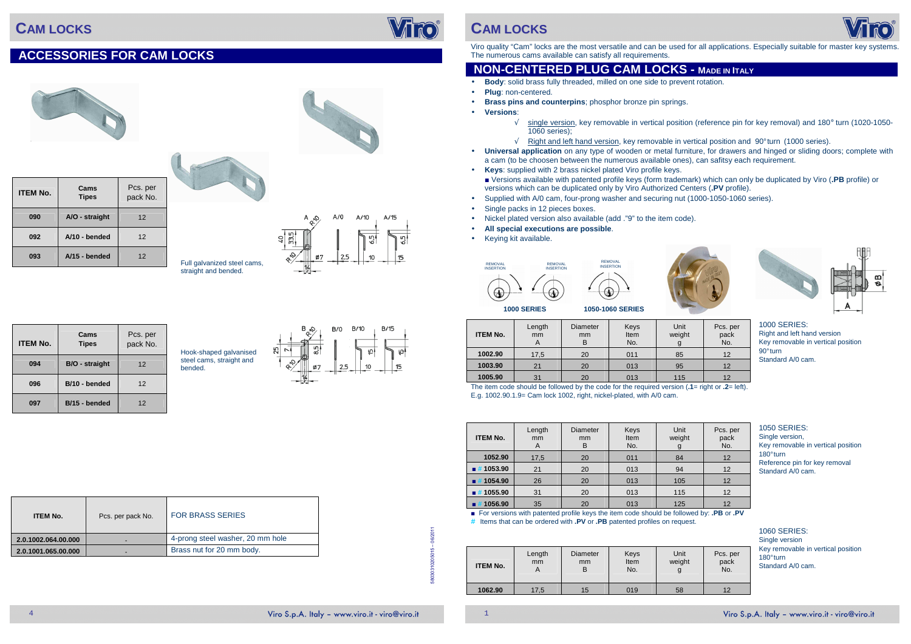# CAM LOCKS

## ACCESSORIES FOR CAM LOCKS

| ITEM No. | Cams Tipes | Pcs. per pack No. |
|---|---|---|
| 090 | A/O - straight | 12 |
| 092 | A/10 - bended | 12 |
| 093 | A/15 - bended | 12 |

Full galvanized steel cams, straight and bended.

A R10 A/0 A/10 A/15
40 33,5 6,5 6,5
R10 ø7 2,5 10 15
14

| ITEM No. | Cams Tipes | Pcs. per pack No. |
|---|---|---|
| 094 | B/O - straight | 12 |
| 096 | B/10 - bended | 12 |
| 097 | B/15 - bended | 12 |

Hook-shaped galvanised steel cams, straight and bended.

B R10 B/0 B/10 B/15
25 7 8,5 15 15
R10 ø7 2,5 10 15
14

| ITEM No. | Pcs. per pack No. | FOR BRASS SERIES |
|---|---|---|
| 2.0.1002.064.00.000 | - | 4-prong steel washer, 20 mm hole |
| 2.0.1001.065.00.000 | - | Brass nut for 20 mm body. |

5803031020501 5 – 06/2011

# CAM LOCKS

Viro quality "Cam" locks are the most versatile and can be used for all applications. Especially suitable for master key systems. The numerous cams available can satisfy all requirements.

## NON-CENTERED PLUG CAM LOCKS - MADE IN ITALY

- **Body**: solid brass fully threaded, milled on one side to prevent rotation.
- **Plug**: non-centered.
- **Brass pins and counterpins**; phosphor bronze pin springs.
- **Versions**:
  - √ single version, key removable in vertical position (reference pin for key removal) and 180° turn (1020-1050-1060 series);
  - √ Right and left hand version, key removable in vertical position and 90°turn (1000 series).
- **Universal application** on any type of wooden or metal furniture, for drawers and hinged or sliding doors; complete with a cam (to be choosen between the numerous available ones), can safitsy each requirement.
- **Keys**: supplied with 2 brass nickel plated Viro profile keys.
  ■ Versions available with patented profile keys (form trademark) which can only be duplicated by Viro (**.PB** profile) or versions which can be duplicated only by Viro Authorized Centers (**.PV** profile).
- Supplied with A/0 cam, four-prong washer and securing nut (1000-1050-1060 series).
- Single packs in 12 pieces boxes.
- Nickel plated version also available (add ."9" to the item code).
- **All special executions are possible**.
- Keying kit available.

REMOVAL INSERTION REMOVAL INSERTION REMOVAL INSERTION

**1000 SERIES** **1050-1060 SERIES**

øB A

| ITEM No. | Length mm A | Diameter mm B | Keys Item No. | Unit weight g | Pcs. per pack No. |
|---|---|---|---|---|---|
| 1002.90 | 17,5 | 20 | 011 | 85 | 12 |
| 1003.90 | 21 | 20 | 013 | 95 | 12 |
| 1005.90 | 31 | 20 | 013 | 115 | 12 |

1000 SERIES:
Right and left hand version
Key removable in vertical position
90°turn
Standard A/0 cam.

The item code should be followed by the code for the required version (**.1**= right or **.2**= left).
E.g. 1002.90.1.9= Cam lock 1002, right, nickel-plated, with A/0 cam.

| ITEM No. | Length mm A | Diameter mm B | Keys Item No. | Unit weight g | Pcs. per pack No. |
|---|---|---|---|---|---|
| 1052.90 | 17,5 | 20 | 011 | 84 | 12 |
| ■ # 1053.90 | 21 | 20 | 013 | 94 | 12 |
| ■ # 1054.90 | 26 | 20 | 013 | 105 | 12 |
| ■ # 1055.90 | 31 | 20 | 013 | 115 | 12 |
| ■ # 1056.90 | 35 | 20 | 013 | 125 | 12 |

1050 SERIES:
Single version,
Key removable in vertical position
180°turn
Reference pin for key removal
Standard A/0 cam.

■ For versions with patented profile keys the item code should be followed by: **.PB** or **.PV**
\# Items that can be ordered with **.PV** or **.PB** patented profiles on request.

| ITEM No. | Length mm A | Diameter mm B | Keys Item No. | Unit weight g | Pcs. per pack No. |
|---|---|---|---|---|---|
| 1062.90 | 17,5 | 15 | 019 | 58 | 12 |

1060 SERIES:
Single version
Key removable in vertical position
180°turn
Standard A/0 cam.